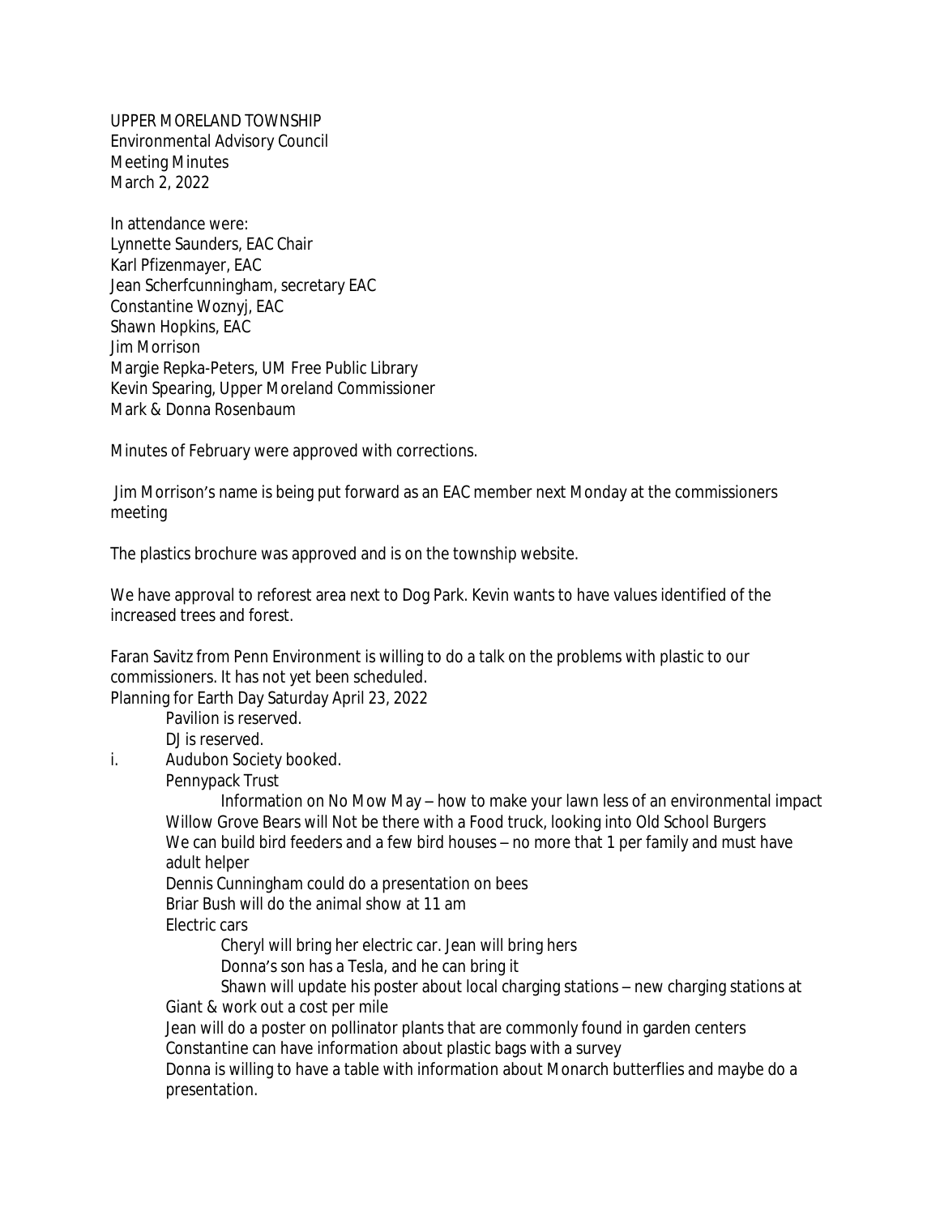UPPER MORELAND TOWNSHIP
Environmental Advisory Council
Meeting Minutes
March 2, 2022

In attendance were:
Lynnette Saunders, EAC Chair
Karl Pfizenmayer, EAC
Jean Scherfcunningham, secretary EAC
Constantine Woznyj, EAC
Shawn Hopkins, EAC
Jim Morrison
Margie Repka-Peters, UM Free Public Library
Kevin Spearing, Upper Moreland Commissioner
Mark & Donna Rosenbaum

Minutes of February were approved with corrections.

Jim Morrison's name is being put forward as an EAC member next Monday at the commissioners meeting

The plastics brochure was approved and is on the township website.

We have approval to reforest area next to Dog Park. Kevin wants to have values identified of the increased trees and forest.

Faran Savitz from Penn Environment is willing to do a talk on the problems with plastic to our commissioners. It has not yet been scheduled.

Planning for Earth Day Saturday April 23, 2022

- Pavilion is reserved.
- DJ is reserved.
- i. Audubon Society booked.
- Pennypack Trust
  - Information on No Mow May – how to make your lawn less of an environmental impact
- Willow Grove Bears will Not be there with a Food truck, looking into Old School Burgers
- We can build bird feeders and a few bird houses – no more that 1 per family and must have adult helper
- Dennis Cunningham could do a presentation on bees
- Briar Bush will do the animal show at 11 am
- Electric cars
  - Cheryl will bring her electric car. Jean will bring hers
  - Donna's son has a Tesla, and he can bring it
  - Shawn will update his poster about local charging stations – new charging stations at Giant & work out a cost per mile
- Jean will do a poster on pollinator plants that are commonly found in garden centers
- Constantine can have information about plastic bags with a survey
- Donna is willing to have a table with information about Monarch butterflies and maybe do a presentation.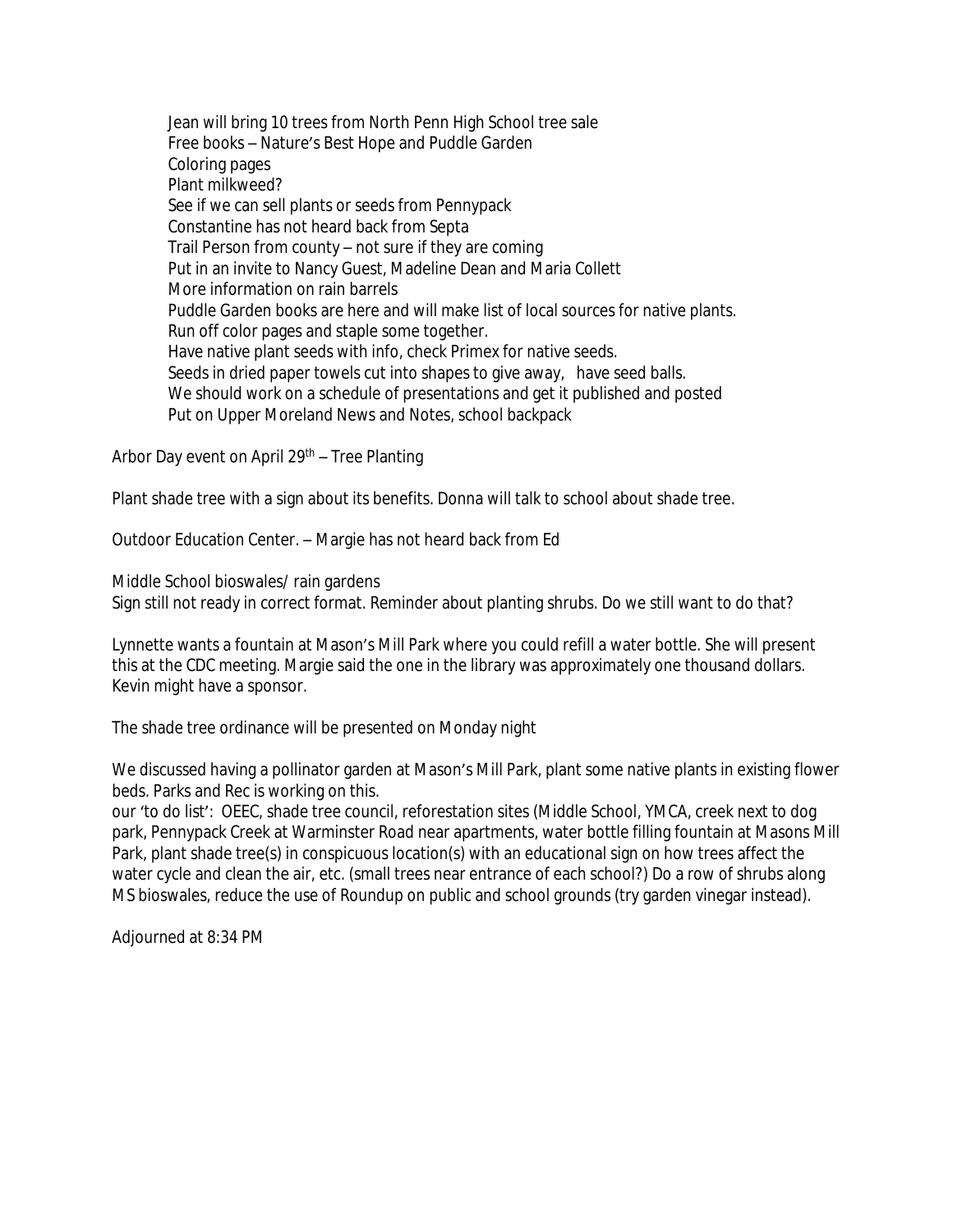Jean will bring 10 trees from North Penn High School tree sale
Free books – Nature's Best Hope and Puddle Garden
Coloring pages
Plant milkweed?
See if we can sell plants or seeds from Pennypack
Constantine has not heard back from Septa
Trail Person from county – not sure if they are coming
Put in an invite to Nancy Guest, Madeline Dean and Maria Collett
More information on rain barrels
Puddle Garden books are here and will make list of local sources for native plants.
Run off color pages and staple some together.
Have native plant seeds with info, check Primex for native seeds.
Seeds in dried paper towels cut into shapes to give away, have seed balls.
We should work on a schedule of presentations and get it published and posted
Put on Upper Moreland News and Notes, school backpack

Arbor Day event on April 29th – Tree Planting

Plant shade tree with a sign about its benefits. Donna will talk to school about shade tree.

Outdoor Education Center. – Margie has not heard back from Ed

Middle School bioswales/ rain gardens
Sign still not ready in correct format. Reminder about planting shrubs. Do we still want to do that?

Lynnette wants a fountain at Mason's Mill Park where you could refill a water bottle. She will present this at the CDC meeting. Margie said the one in the library was approximately one thousand dollars. Kevin might have a sponsor.

The shade tree ordinance will be presented on Monday night

We discussed having a pollinator garden at Mason's Mill Park, plant some native plants in existing flower beds. Parks and Rec is working on this.
our 'to do list': OEEC, shade tree council, reforestation sites (Middle School, YMCA, creek next to dog park, Pennypack Creek at Warminster Road near apartments, water bottle filling fountain at Masons Mill Park, plant shade tree(s) in conspicuous location(s) with an educational sign on how trees affect the water cycle and clean the air, etc. (small trees near entrance of each school?) Do a row of shrubs along MS bioswales, reduce the use of Roundup on public and school grounds (try garden vinegar instead).

Adjourned at 8:34 PM